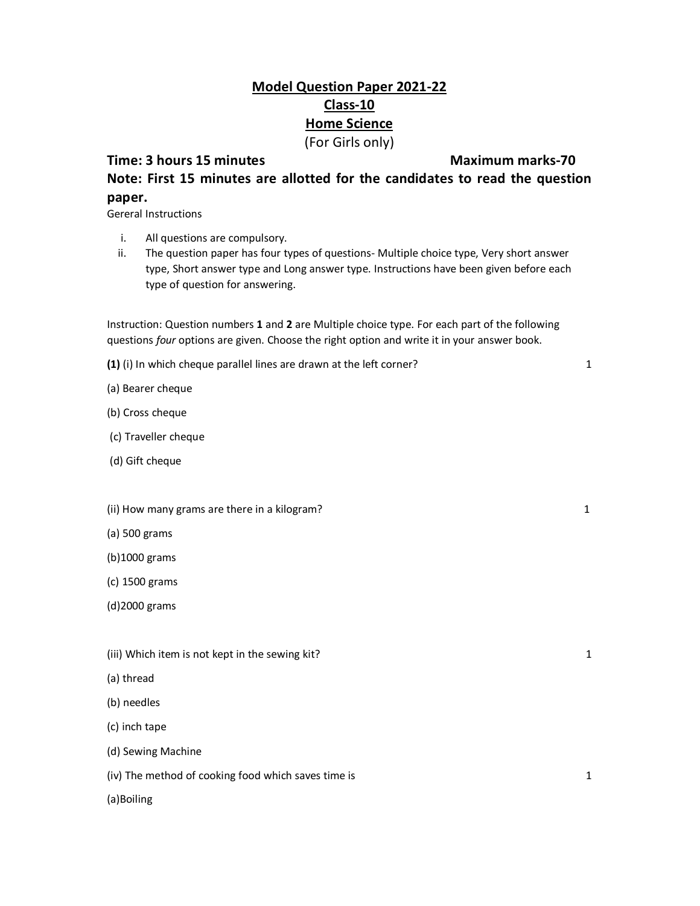# Model Question Paper 2021-22

## Class-10

## Home Science

(For Girls only)

**Time: 3 hours 15 minutes** **Maximum marks-70**

**Note: First 15 minutes are allotted for the candidates to read the question paper.**

Gereral Instructions

i. All questions are compulsory.
ii. The question paper has four types of questions- Multiple choice type, Very short answer type, Short answer type and Long answer type. Instructions have been given before each type of question for answering.

Instruction: Question numbers **1** and **2** are Multiple choice type. For each part of the following questions *four* options are given. Choose the right option and write it in your answer book.

**(1)** (i) In which cheque parallel lines are drawn at the left corner? 1

(a) Bearer cheque

(b) Cross cheque

(c) Traveller cheque

(d) Gift cheque

(ii) How many grams are there in a kilogram? 1

(a) 500 grams

(b)1000 grams

(c) 1500 grams

(d)2000 grams

(iii) Which item is not kept in the sewing kit? 1

(a) thread

(b) needles

(c) inch tape

(d) Sewing Machine

(iv) The method of cooking food which saves time is 1

(a)Boiling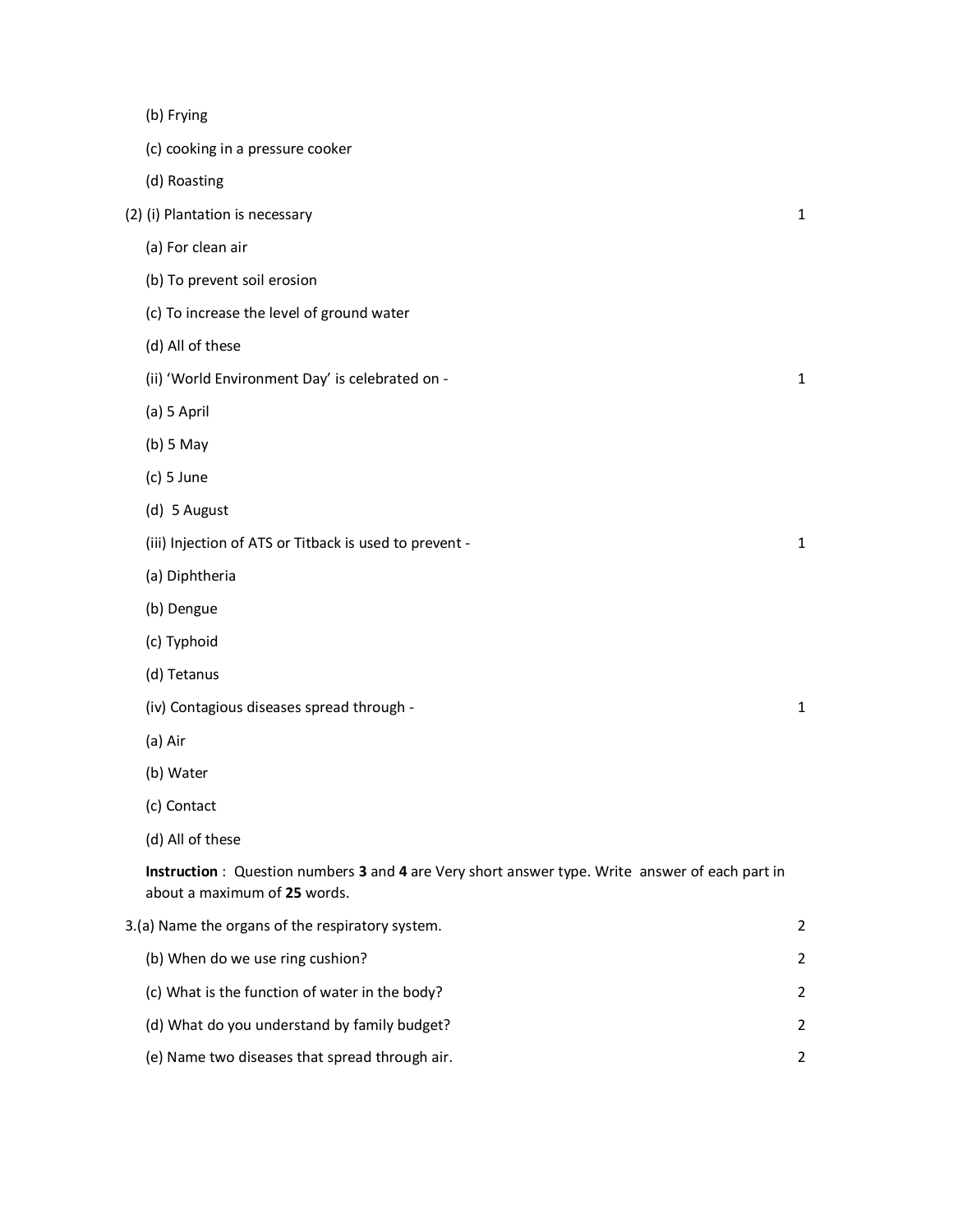(b) Frying

(c) cooking in a pressure cooker

(d) Roasting

(2) (i) Plantation is necessary 1

(a) For clean air

(b) To prevent soil erosion

(c) To increase the level of ground water

(d) All of these

(ii) 'World Environment Day' is celebrated on - 1

(a) 5 April

(b) 5 May

(c) 5 June

(d) 5 August

(iii) Injection of ATS or Titback is used to prevent - 1

(a) Diphtheria

(b) Dengue

(c) Typhoid

(d) Tetanus

(iv) Contagious diseases spread through - 1

(a) Air

(b) Water

(c) Contact

(d) All of these

**Instruction** : Question numbers **3** and **4** are Very short answer type. Write answer of each part in about a maximum of **25** words.

3.(a) Name the organs of the respiratory system. 2

(b) When do we use ring cushion? 2

(c) What is the function of water in the body? 2

(d) What do you understand by family budget? 2

(e) Name two diseases that spread through air. 2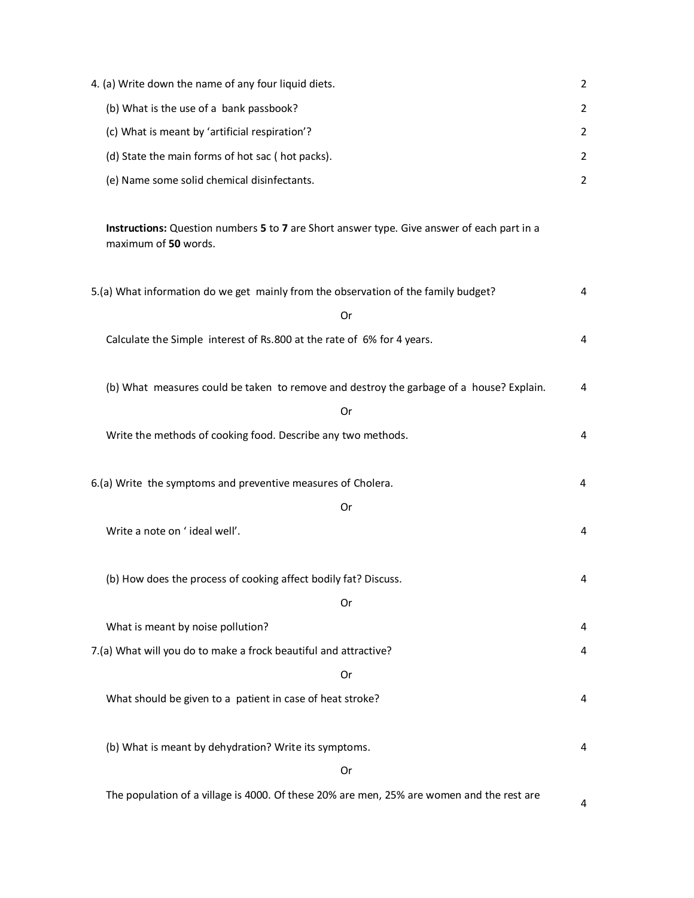4. (a) Write down the name of any four liquid diets. 2

(b) What is the use of a bank passbook? 2

(c) What is meant by 'artificial respiration'? 2

(d) State the main forms of hot sac ( hot packs). 2

(e) Name some solid chemical disinfectants. 2

**Instructions:** Question numbers **5** to **7** are Short answer type. Give answer of each part in a maximum of **50** words.

5.(a) What information do we get mainly from the observation of the family budget? 4

Or

Calculate the Simple interest of Rs.800 at the rate of 6% for 4 years. 4

(b) What measures could be taken to remove and destroy the garbage of a house? Explain. 4

Or

Write the methods of cooking food. Describe any two methods. 4

6.(a) Write the symptoms and preventive measures of Cholera. 4

Or

Write a note on ' ideal well'. 4

(b) How does the process of cooking affect bodily fat? Discuss. 4

Or

What is meant by noise pollution? 4

7.(a) What will you do to make a frock beautiful and attractive? 4

Or

What should be given to a patient in case of heat stroke? 4

(b) What is meant by dehydration? Write its symptoms. 4

Or

The population of a village is 4000. Of these 20% are men, 25% are women and the rest are 4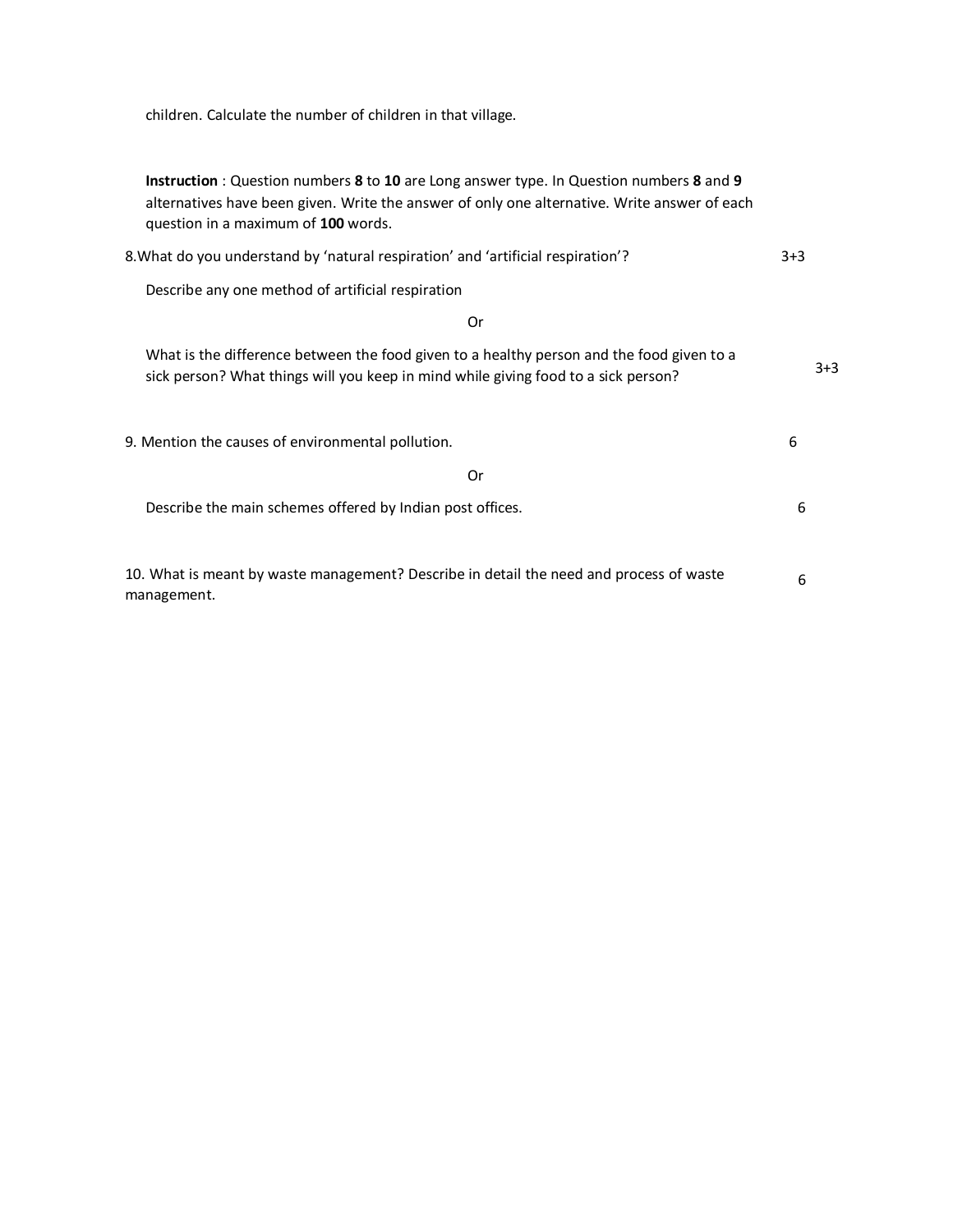children. Calculate the number of children in that village.

**Instruction** : Question numbers **8** to **10** are Long answer type. In Question numbers **8** and **9** alternatives have been given. Write the answer of only one alternative. Write answer of each question in a maximum of **100** words.

8. What do you understand by 'natural respiration' and 'artificial respiration'? 3+3

Describe any one method of artificial respiration

Or

What is the difference between the food given to a healthy person and the food given to a sick person? What things will you keep in mind while giving food to a sick person? 3+3

9. Mention the causes of environmental pollution. 6

Or

Describe the main schemes offered by Indian post offices. 6

10. What is meant by waste management? Describe in detail the need and process of waste management. 6